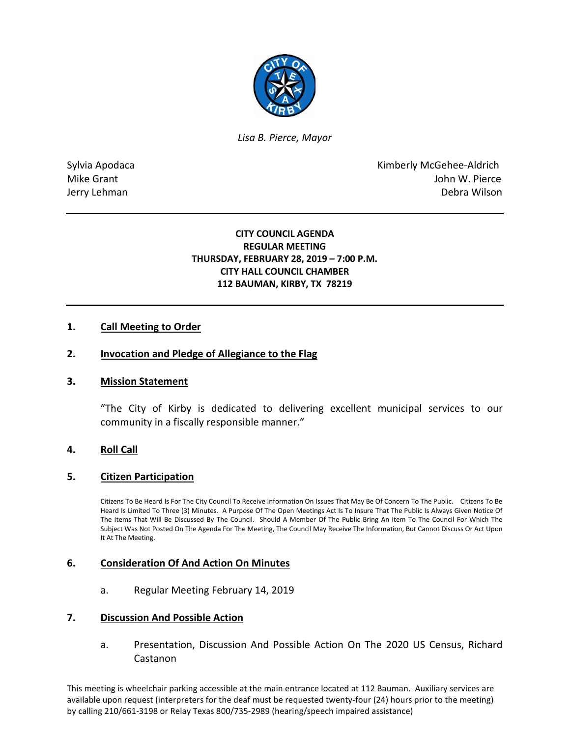*Lisa B. Pierce, Mayor*

Sylvia Apodaca
Mike Grant
Jerry Lehman

Kimberly McGehee-Aldrich
John W. Pierce
Debra Wilson

---

**CITY COUNCIL AGENDA**
**REGULAR MEETING**
**THURSDAY, FEBRUARY 28, 2019 – 7:00 P.M.**
**CITY HALL COUNCIL CHAMBER**
**112 BAUMAN, KIRBY, TX 78219**

---

## 1. Call Meeting to Order

## 2. Invocation and Pledge of Allegiance to the Flag

## 3. Mission Statement

"The City of Kirby is dedicated to delivering excellent municipal services to our community in a fiscally responsible manner."

## 4. Roll Call

## 5. Citizen Participation

Citizens To Be Heard Is For The City Council To Receive Information On Issues That May Be Of Concern To The Public. Citizens To Be Heard Is Limited To Three (3) Minutes. A Purpose Of The Open Meetings Act Is To Insure That The Public Is Always Given Notice Of The Items That Will Be Discussed By The Council. Should A Member Of The Public Bring An Item To The Council For Which The Subject Was Not Posted On The Agenda For The Meeting, The Council May Receive The Information, But Cannot Discuss Or Act Upon It At The Meeting.

## 6. Consideration Of And Action On Minutes

a. Regular Meeting February 14, 2019

## 7. Discussion And Possible Action

a. Presentation, Discussion And Possible Action On The 2020 US Census, Richard Castanon

This meeting is wheelchair parking accessible at the main entrance located at 112 Bauman. Auxiliary services are available upon request (interpreters for the deaf must be requested twenty-four (24) hours prior to the meeting) by calling 210/661-3198 or Relay Texas 800/735-2989 (hearing/speech impaired assistance)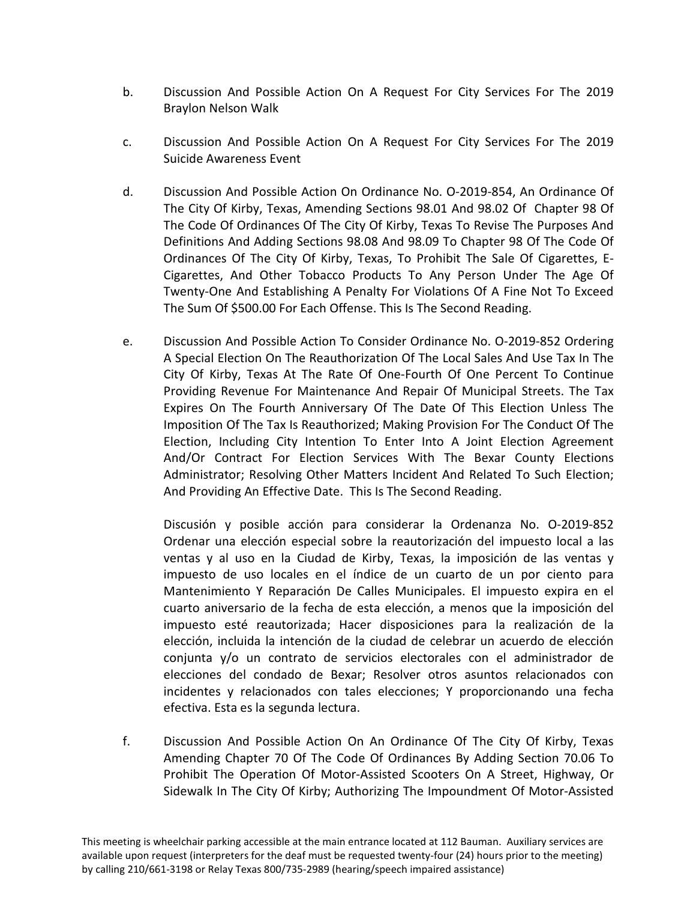b. Discussion And Possible Action On A Request For City Services For The 2019 Braylon Nelson Walk

c. Discussion And Possible Action On A Request For City Services For The 2019 Suicide Awareness Event

d. Discussion And Possible Action On Ordinance No. O-2019-854, An Ordinance Of The City Of Kirby, Texas, Amending Sections 98.01 And 98.02 Of Chapter 98 Of The Code Of Ordinances Of The City Of Kirby, Texas To Revise The Purposes And Definitions And Adding Sections 98.08 And 98.09 To Chapter 98 Of The Code Of Ordinances Of The City Of Kirby, Texas, To Prohibit The Sale Of Cigarettes, E-Cigarettes, And Other Tobacco Products To Any Person Under The Age Of Twenty-One And Establishing A Penalty For Violations Of A Fine Not To Exceed The Sum Of $500.00 For Each Offense. This Is The Second Reading.

e. Discussion And Possible Action To Consider Ordinance No. O-2019-852 Ordering A Special Election On The Reauthorization Of The Local Sales And Use Tax In The City Of Kirby, Texas At The Rate Of One-Fourth Of One Percent To Continue Providing Revenue For Maintenance And Repair Of Municipal Streets. The Tax Expires On The Fourth Anniversary Of The Date Of This Election Unless The Imposition Of The Tax Is Reauthorized; Making Provision For The Conduct Of The Election, Including City Intention To Enter Into A Joint Election Agreement And/Or Contract For Election Services With The Bexar County Elections Administrator; Resolving Other Matters Incident And Related To Such Election; And Providing An Effective Date. This Is The Second Reading.

   Discusión y posible acción para considerar la Ordenanza No. O-2019-852 Ordenar una elección especial sobre la reautorización del impuesto local a las ventas y al uso en la Ciudad de Kirby, Texas, la imposición de las ventas y impuesto de uso locales en el índice de un cuarto de un por ciento para Mantenimiento Y Reparación De Calles Municipales. El impuesto expira en el cuarto aniversario de la fecha de esta elección, a menos que la imposición del impuesto esté reautorizada; Hacer disposiciones para la realización de la elección, incluida la intención de la ciudad de celebrar un acuerdo de elección conjunta y/o un contrato de servicios electorales con el administrador de elecciones del condado de Bexar; Resolver otros asuntos relacionados con incidentes y relacionados con tales elecciones; Y proporcionando una fecha efectiva. Esta es la segunda lectura.

f. Discussion And Possible Action On An Ordinance Of The City Of Kirby, Texas Amending Chapter 70 Of The Code Of Ordinances By Adding Section 70.06 To Prohibit The Operation Of Motor-Assisted Scooters On A Street, Highway, Or Sidewalk In The City Of Kirby; Authorizing The Impoundment Of Motor-Assisted

This meeting is wheelchair parking accessible at the main entrance located at 112 Bauman. Auxiliary services are available upon request (interpreters for the deaf must be requested twenty-four (24) hours prior to the meeting) by calling 210/661-3198 or Relay Texas 800/735-2989 (hearing/speech impaired assistance)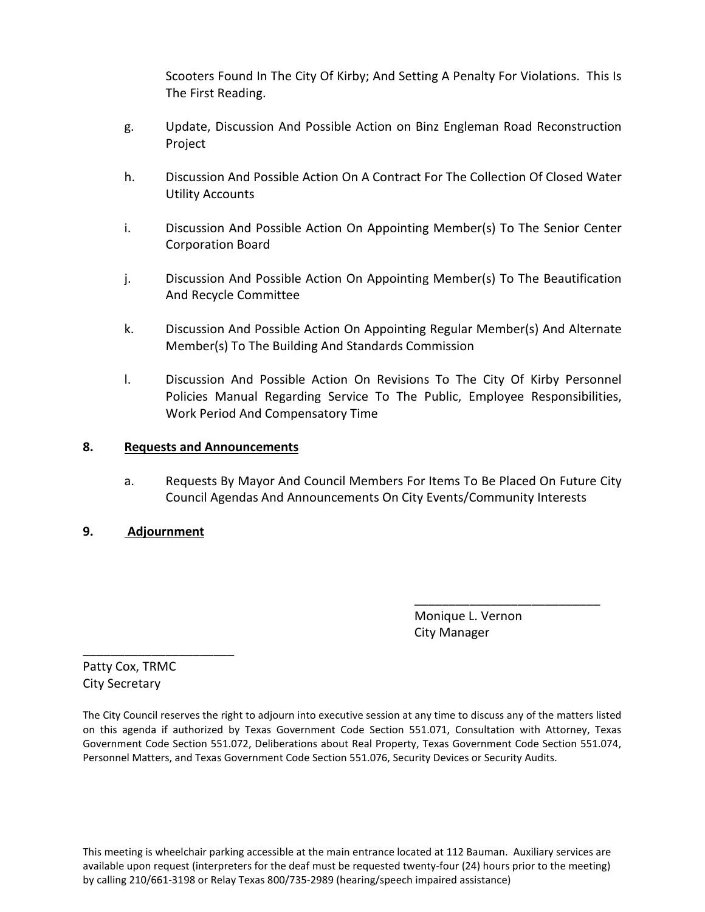Scooters Found In The City Of Kirby; And Setting A Penalty For Violations. This Is The First Reading.

g. Update, Discussion And Possible Action on Binz Engleman Road Reconstruction Project

h. Discussion And Possible Action On A Contract For The Collection Of Closed Water Utility Accounts

i. Discussion And Possible Action On Appointing Member(s) To The Senior Center Corporation Board

j. Discussion And Possible Action On Appointing Member(s) To The Beautification And Recycle Committee

k. Discussion And Possible Action On Appointing Regular Member(s) And Alternate Member(s) To The Building And Standards Commission

l. Discussion And Possible Action On Revisions To The City Of Kirby Personnel Policies Manual Regarding Service To The Public, Employee Responsibilities, Work Period And Compensatory Time

**8. Requests and Announcements**

a. Requests By Mayor And Council Members For Items To Be Placed On Future City Council Agendas And Announcements On City Events/Community Interests

**9. Adjournment**

___________________________
Monique L. Vernon
City Manager

______________________
Patty Cox, TRMC
City Secretary

The City Council reserves the right to adjourn into executive session at any time to discuss any of the matters listed on this agenda if authorized by Texas Government Code Section 551.071, Consultation with Attorney, Texas Government Code Section 551.072, Deliberations about Real Property, Texas Government Code Section 551.074, Personnel Matters, and Texas Government Code Section 551.076, Security Devices or Security Audits.

This meeting is wheelchair parking accessible at the main entrance located at 112 Bauman. Auxiliary services are available upon request (interpreters for the deaf must be requested twenty-four (24) hours prior to the meeting) by calling 210/661-3198 or Relay Texas 800/735-2989 (hearing/speech impaired assistance)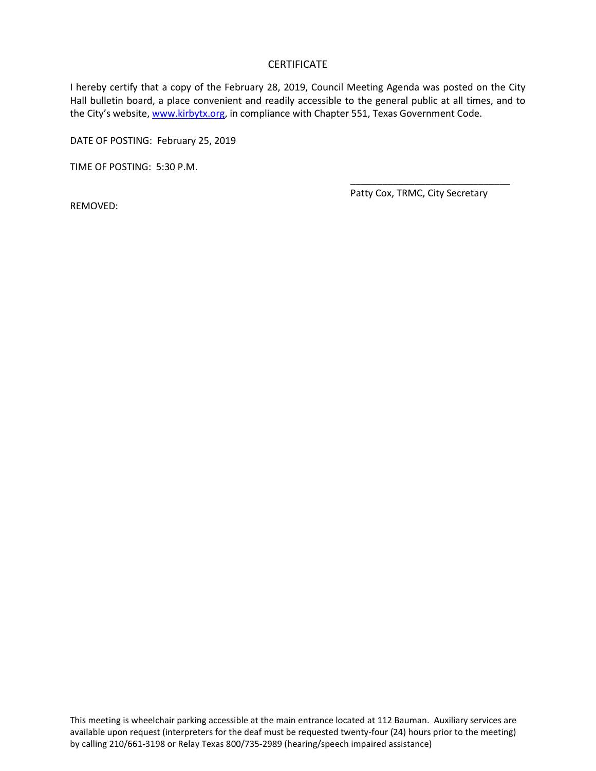# CERTIFICATE

I hereby certify that a copy of the February 28, 2019, Council Meeting Agenda was posted on the City Hall bulletin board, a place convenient and readily accessible to the general public at all times, and to the City's website, www.kirbytx.org, in compliance with Chapter 551, Texas Government Code.

DATE OF POSTING: February 25, 2019

TIME OF POSTING: 5:30 P.M.

\_\_\_\_\_\_\_\_\_\_\_\_\_\_\_\_\_\_\_\_\_\_\_\_\_\_\_\_\_\_

Patty Cox, TRMC, City Secretary

REMOVED:

This meeting is wheelchair parking accessible at the main entrance located at 112 Bauman. Auxiliary services are available upon request (interpreters for the deaf must be requested twenty-four (24) hours prior to the meeting) by calling 210/661-3198 or Relay Texas 800/735-2989 (hearing/speech impaired assistance)